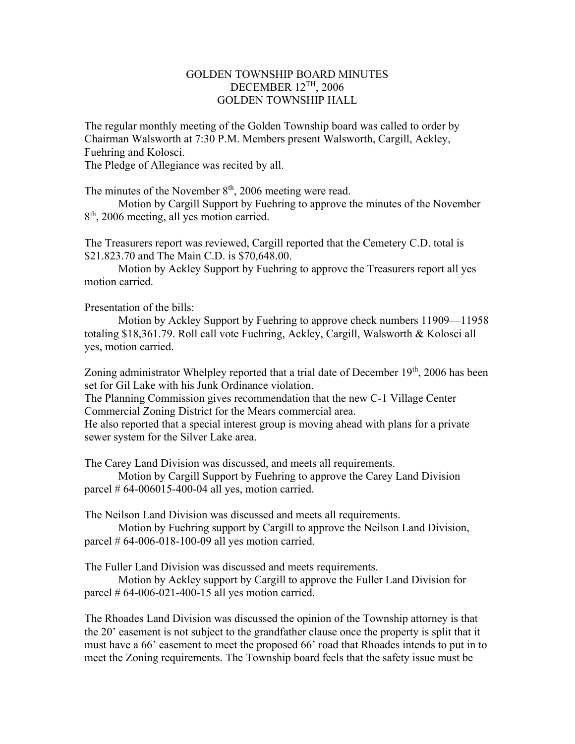# GOLDEN TOWNSHIP BOARD MINUTES
# DECEMBER 12TH, 2006
# GOLDEN TOWNSHIP HALL

The regular monthly meeting of the Golden Township board was called to order by Chairman Walsworth at 7:30 P.M. Members present Walsworth, Cargill, Ackley, Fuehring and Kolosci.
The Pledge of Allegiance was recited by all.

The minutes of the November 8th, 2006 meeting were read.

Motion by Cargill Support by Fuehring to approve the minutes of the November 8th, 2006 meeting, all yes motion carried.

The Treasurers report was reviewed, Cargill reported that the Cemetery C.D. total is $21.823.70 and The Main C.D. is $70,648.00.

Motion by Ackley Support by Fuehring to approve the Treasurers report all yes motion carried.

Presentation of the bills:

Motion by Ackley Support by Fuehring to approve check numbers 11909—11958 totaling $18,361.79. Roll call vote Fuehring, Ackley, Cargill, Walsworth & Kolosci all yes, motion carried.

Zoning administrator Whelpley reported that a trial date of December 19th, 2006 has been set for Gil Lake with his Junk Ordinance violation.
The Planning Commission gives recommendation that the new C-1 Village Center Commercial Zoning District for the Mears commercial area.
He also reported that a special interest group is moving ahead with plans for a private sewer system for the Silver Lake area.

The Carey Land Division was discussed, and meets all requirements.

Motion by Cargill Support by Fuehring to approve the Carey Land Division parcel # 64-006015-400-04 all yes, motion carried.

The Neilson Land Division was discussed and meets all requirements.

Motion by Fuehring support by Cargill to approve the Neilson Land Division, parcel # 64-006-018-100-09 all yes motion carried.

The Fuller Land Division was discussed and meets requirements.

Motion by Ackley support by Cargill to approve the Fuller Land Division for parcel # 64-006-021-400-15 all yes motion carried.

The Rhoades Land Division was discussed the opinion of the Township attorney is that the 20' easement is not subject to the grandfather clause once the property is split that it must have a 66' easement to meet the proposed 66' road that Rhoades intends to put in to meet the Zoning requirements. The Township board feels that the safety issue must be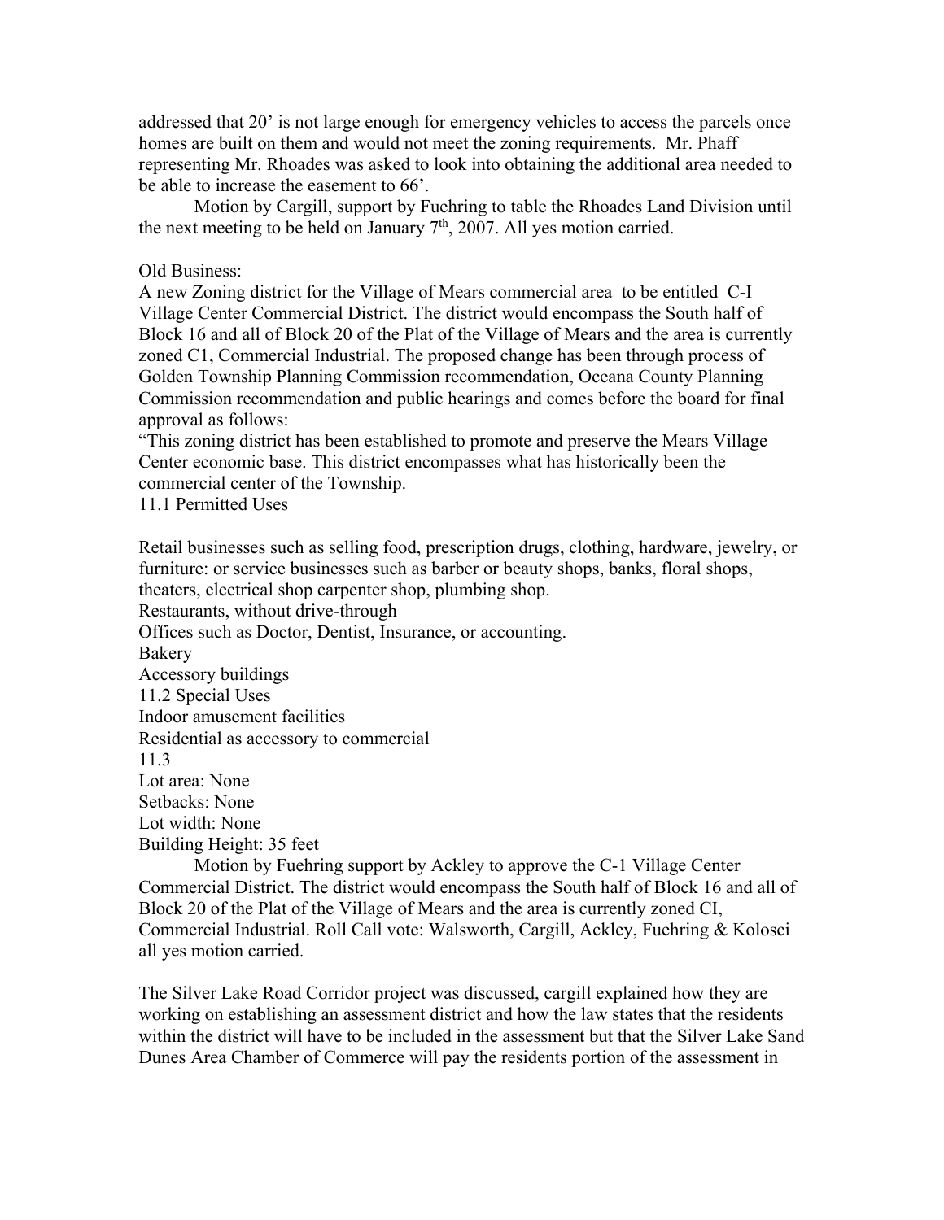addressed that 20' is not large enough for emergency vehicles to access the parcels once homes are built on them and would not meet the zoning requirements. Mr. Phaff representing Mr. Rhoades was asked to look into obtaining the additional area needed to be able to increase the easement to 66'.

Motion by Cargill, support by Fuehring to table the Rhoades Land Division until the next meeting to be held on January 7th, 2007. All yes motion carried.

Old Business:
A new Zoning district for the Village of Mears commercial area to be entitled C-I Village Center Commercial District. The district would encompass the South half of Block 16 and all of Block 20 of the Plat of the Village of Mears and the area is currently zoned C1, Commercial Industrial. The proposed change has been through process of Golden Township Planning Commission recommendation, Oceana County Planning Commission recommendation and public hearings and comes before the board for final approval as follows:
"This zoning district has been established to promote and preserve the Mears Village Center economic base. This district encompasses what has historically been the commercial center of the Township.
11.1 Permitted Uses

Retail businesses such as selling food, prescription drugs, clothing, hardware, jewelry, or furniture: or service businesses such as barber or beauty shops, banks, floral shops, theaters, electrical shop carpenter shop, plumbing shop.
Restaurants, without drive-through
Offices such as Doctor, Dentist, Insurance, or accounting.
Bakery
Accessory buildings
11.2 Special Uses
Indoor amusement facilities
Residential as accessory to commercial
11.3
Lot area: None
Setbacks: None
Lot width: None
Building Height: 35 feet

Motion by Fuehring support by Ackley to approve the C-1 Village Center Commercial District. The district would encompass the South half of Block 16 and all of Block 20 of the Plat of the Village of Mears and the area is currently zoned CI, Commercial Industrial. Roll Call vote: Walsworth, Cargill, Ackley, Fuehring & Kolosci all yes motion carried.

The Silver Lake Road Corridor project was discussed, cargill explained how they are working on establishing an assessment district and how the law states that the residents within the district will have to be included in the assessment but that the Silver Lake Sand Dunes Area Chamber of Commerce will pay the residents portion of the assessment in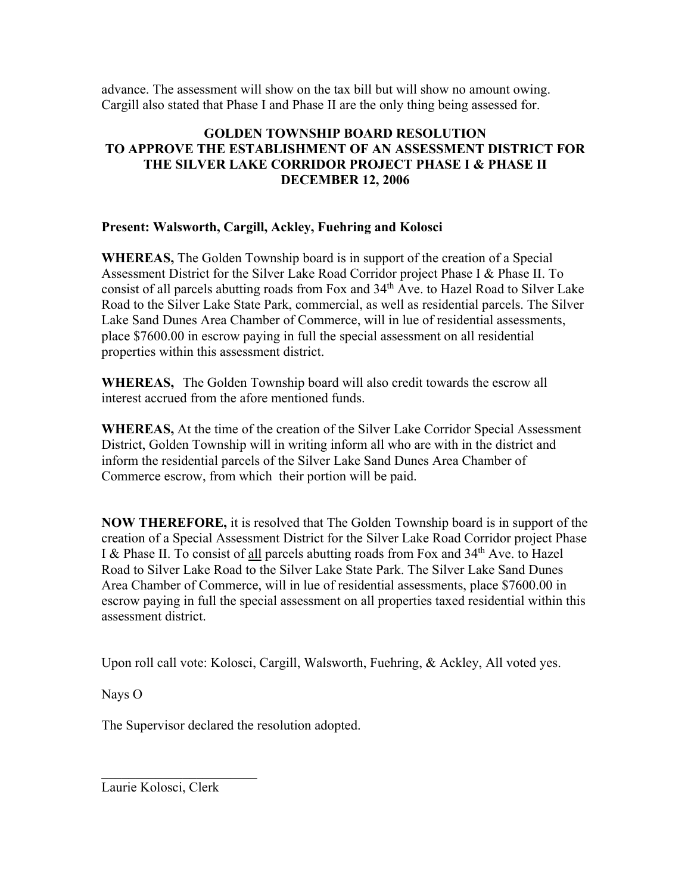advance. The assessment will show on the tax bill but will show no amount owing. Cargill also stated that Phase I and Phase II are the only thing being assessed for.

**GOLDEN TOWNSHIP BOARD RESOLUTION**
**TO APPROVE THE ESTABLISHMENT OF AN ASSESSMENT DISTRICT FOR THE SILVER LAKE CORRIDOR PROJECT PHASE I & PHASE II**
**DECEMBER 12, 2006**

**Present: Walsworth, Cargill, Ackley, Fuehring and Kolosci**

**WHEREAS,** The Golden Township board is in support of the creation of a Special Assessment District for the Silver Lake Road Corridor project Phase I & Phase II. To consist of all parcels abutting roads from Fox and 34th Ave. to Hazel Road to Silver Lake Road to the Silver Lake State Park, commercial, as well as residential parcels. The Silver Lake Sand Dunes Area Chamber of Commerce, will in lue of residential assessments, place $7600.00 in escrow paying in full the special assessment on all residential properties within this assessment district.

**WHEREAS,** The Golden Township board will also credit towards the escrow all interest accrued from the afore mentioned funds.

**WHEREAS,** At the time of the creation of the Silver Lake Corridor Special Assessment District, Golden Township will in writing inform all who are with in the district and inform the residential parcels of the Silver Lake Sand Dunes Area Chamber of Commerce escrow, from which their portion will be paid.

**NOW THEREFORE,** it is resolved that The Golden Township board is in support of the creation of a Special Assessment District for the Silver Lake Road Corridor project Phase I & Phase II. To consist of all parcels abutting roads from Fox and 34th Ave. to Hazel Road to Silver Lake Road to the Silver Lake State Park. The Silver Lake Sand Dunes Area Chamber of Commerce, will in lue of residential assessments, place $7600.00 in escrow paying in full the special assessment on all properties taxed residential within this assessment district.

Upon roll call vote: Kolosci, Cargill, Walsworth, Fuehring, & Ackley, All voted yes.

Nays O

The Supervisor declared the resolution adopted.

\_\_\_\_\_\_\_\_\_\_\_\_\_\_\_\_\_\_\_\_\_\_\_\_\_

Laurie Kolosci, Clerk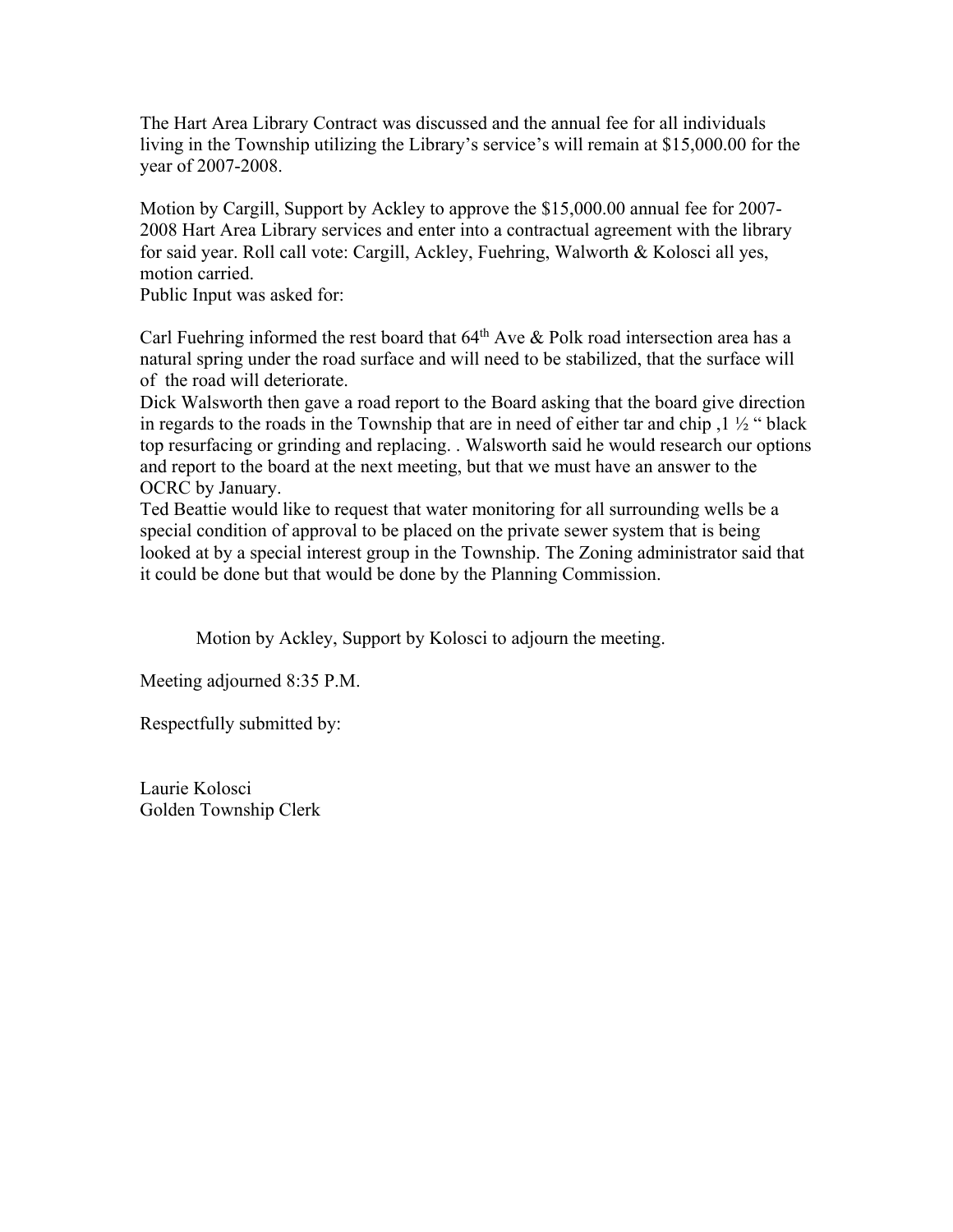The Hart Area Library Contract was discussed and the annual fee for all individuals living in the Township utilizing the Library's service's will remain at $15,000.00 for the year of 2007-2008.

Motion by Cargill, Support by Ackley to approve the $15,000.00 annual fee for 2007-2008 Hart Area Library services and enter into a contractual agreement with the library for said year. Roll call vote: Cargill, Ackley, Fuehring, Walworth & Kolosci all yes, motion carried.
Public Input was asked for:

Carl Fuehring informed the rest board that 64th Ave & Polk road intersection area has a natural spring under the road surface and will need to be stabilized, that the surface will of the road will deteriorate.
Dick Walsworth then gave a road report to the Board asking that the board give direction in regards to the roads in the Township that are in need of either tar and chip ,1 ½ " black top resurfacing or grinding and replacing. . Walsworth said he would research our options and report to the board at the next meeting, but that we must have an answer to the OCRC by January.
Ted Beattie would like to request that water monitoring for all surrounding wells be a special condition of approval to be placed on the private sewer system that is being looked at by a special interest group in the Township. The Zoning administrator said that it could be done but that would be done by the Planning Commission.

Motion by Ackley, Support by Kolosci to adjourn the meeting.

Meeting adjourned 8:35 P.M.

Respectfully submitted by:

Laurie Kolosci
Golden Township Clerk